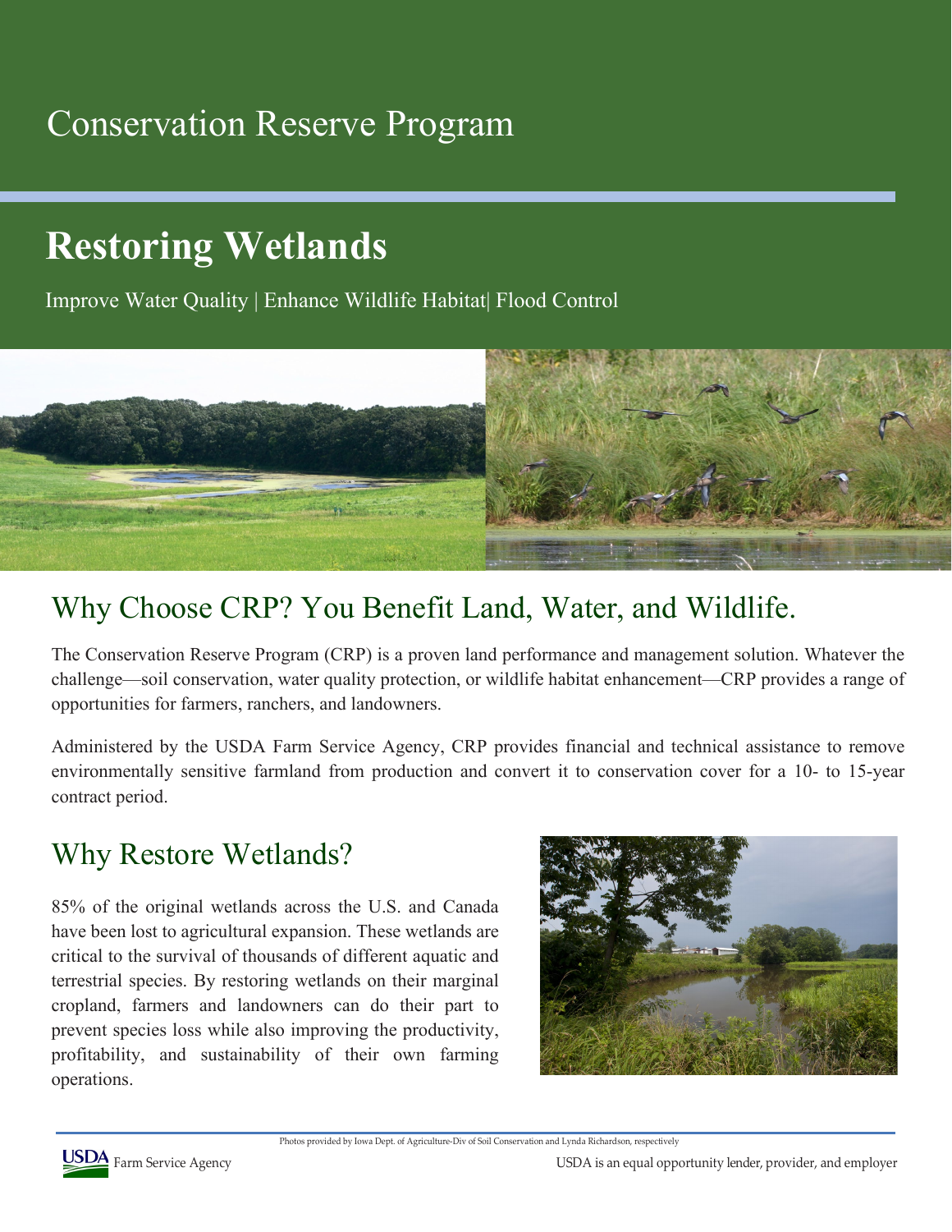Conservation Reserve Program

# Restoring Wetlands

Improve Water Quality | Enhance Wildlife Habitat| Flood Control

## Why Choose CRP? You Benefit Land, Water, and Wildlife.

The Conservation Reserve Program (CRP) is a proven land performance and management solution. Whatever the challenge—soil conservation, water quality protection, or wildlife habitat enhancement—CRP provides a range of opportunities for farmers, ranchers, and landowners.

Administered by the USDA Farm Service Agency, CRP provides financial and technical assistance to remove environmentally sensitive farmland from production and convert it to conservation cover for a 10- to 15-year contract period.

## Why Restore Wetlands?

85% of the original wetlands across the U.S. and Canada have been lost to agricultural expansion. These wetlands are critical to the survival of thousands of different aquatic and terrestrial species. By restoring wetlands on their marginal cropland, farmers and landowners can do their part to prevent species loss while also improving the productivity, profitability, and sustainability of their own farming operations.

Photos provided by Iowa Dept. of Agriculture-Div of Soil Conservation and Lynda Richardson, respectively

USDA Farm Service Agency

USDA is an equal opportunity lender, provider, and employer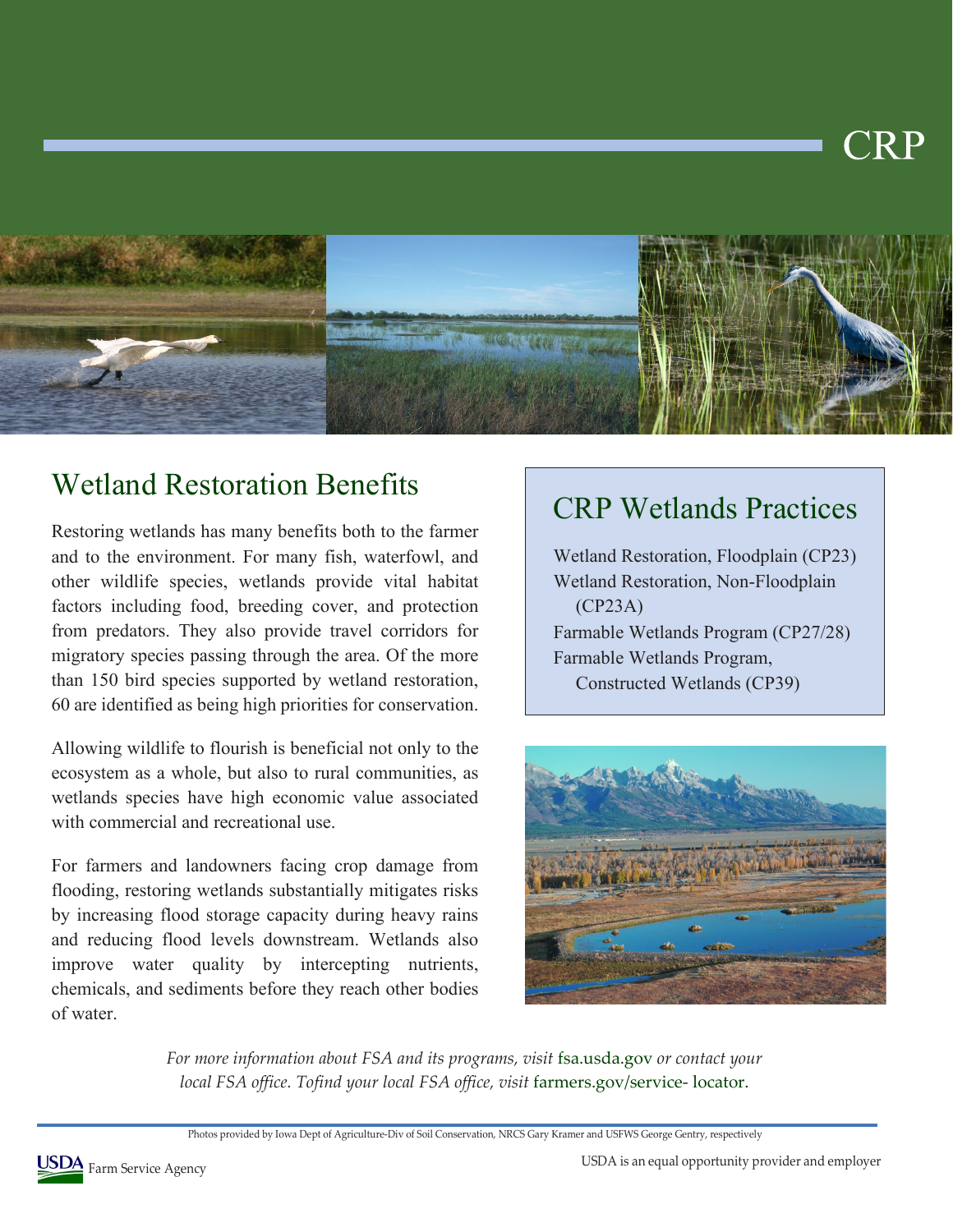# CRP

## Wetland Restoration Benefits

Restoring wetlands has many benefits both to the farmer and to the environment. For many fish, waterfowl, and other wildlife species, wetlands provide vital habitat factors including food, breeding cover, and protection from predators. They also provide travel corridors for migratory species passing through the area. Of the more than 150 bird species supported by wetland restoration, 60 are identified as being high priorities for conservation.

Allowing wildlife to flourish is beneficial not only to the ecosystem as a whole, but also to rural communities, as wetlands species have high economic value associated with commercial and recreational use.

For farmers and landowners facing crop damage from flooding, restoring wetlands substantially mitigates risks by increasing flood storage capacity during heavy rains and reducing flood levels downstream. Wetlands also improve water quality by intercepting nutrients, chemicals, and sediments before they reach other bodies of water.

## CRP Wetlands Practices

Wetland Restoration, Floodplain (CP23)
Wetland Restoration, Non-Floodplain (CP23A)
Farmable Wetlands Program (CP27/28)
Farmable Wetlands Program, Constructed Wetlands (CP39)

*For more information about FSA and its programs, visit* fsa.usda.gov *or contact your local FSA office. Tofind your local FSA office, visit* farmers.gov/service- locator.

Photos provided by Iowa Dept of Agriculture-Div of Soil Conservation, NRCS Gary Kramer and USFWS George Gentry, respectively

USDA Farm Service Agency

USDA is an equal opportunity provider and employer